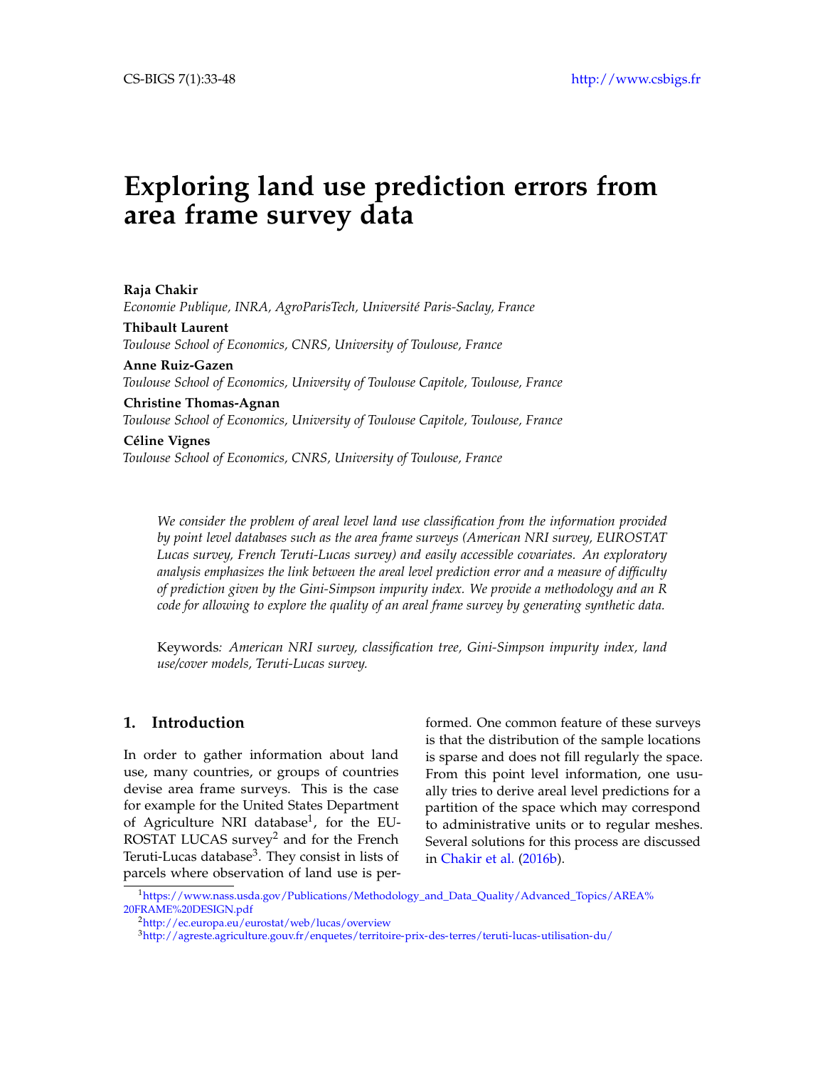# Exploring land use prediction errors from area frame survey data

**Raja Chakir**
*Economie Publique, INRA, AgroParisTech, Université Paris-Saclay, France*

**Thibault Laurent**
*Toulouse School of Economics, CNRS, University of Toulouse, France*

**Anne Ruiz-Gazen**
*Toulouse School of Economics, University of Toulouse Capitole, Toulouse, France*

**Christine Thomas-Agnan**
*Toulouse School of Economics, University of Toulouse Capitole, Toulouse, France*

**Céline Vignes**
*Toulouse School of Economics, CNRS, University of Toulouse, France*

*We consider the problem of areal level land use classification from the information provided by point level databases such as the area frame surveys (American NRI survey, EUROSTAT Lucas survey, French Teruti-Lucas survey) and easily accessible covariates. An exploratory analysis emphasizes the link between the areal level prediction error and a measure of difficulty of prediction given by the Gini-Simpson impurity index. We provide a methodology and an R code for allowing to explore the quality of an areal frame survey by generating synthetic data.*

Keywords*: American NRI survey, classification tree, Gini-Simpson impurity index, land use/cover models, Teruti-Lucas survey.*

## 1. Introduction

In order to gather information about land use, many countries, or groups of countries devise area frame surveys. This is the case for example for the United States Department of Agriculture NRI database[1], for the EUROSTAT LUCAS survey[2] and for the French Teruti-Lucas database[3]. They consist in lists of parcels where observation of land use is performed. One common feature of these surveys is that the distribution of the sample locations is sparse and does not fill regularly the space. From this point level information, one usually tries to derive areal level predictions for a partition of the space which may correspond to administrative units or to regular meshes. Several solutions for this process are discussed in Chakir et al. (2016b).

[1] https://www.nass.usda.gov/Publications/Methodology_and_Data_Quality/Advanced_Topics/AREA%20FRAME%20DESIGN.pdf

[2] http://ec.europa.eu/eurostat/web/lucas/overview

[3] http://agreste.agriculture.gouv.fr/enquetes/territoire-prix-des-terres/teruti-lucas-utilisation-du/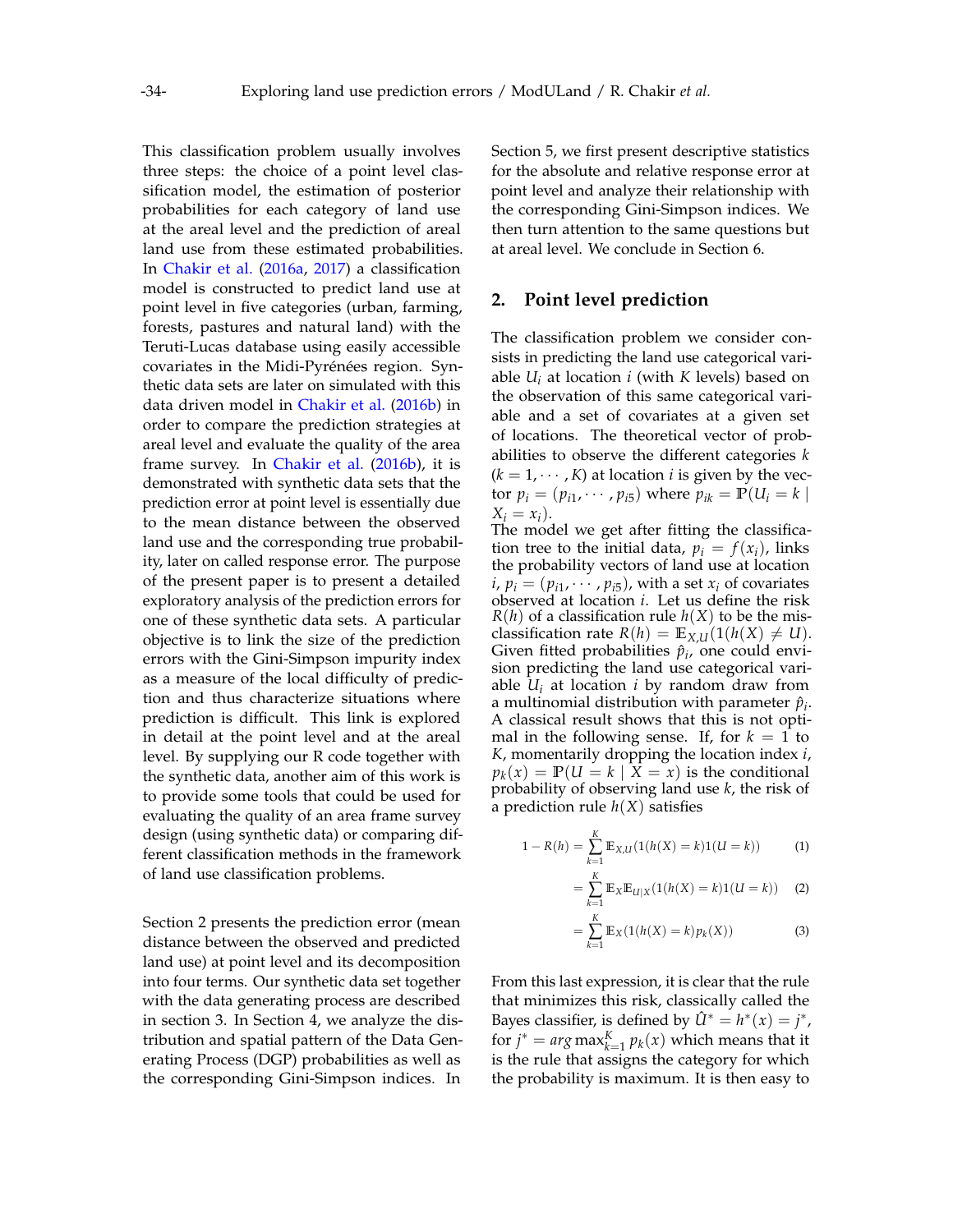This classification problem usually involves three steps: the choice of a point level classification model, the estimation of posterior probabilities for each category of land use at the areal level and the prediction of areal land use from these estimated probabilities. In Chakir et al. (2016a, 2017) a classification model is constructed to predict land use at point level in five categories (urban, farming, forests, pastures and natural land) with the Teruti-Lucas database using easily accessible covariates in the Midi-Pyrénées region. Synthetic data sets are later on simulated with this data driven model in Chakir et al. (2016b) in order to compare the prediction strategies at areal level and evaluate the quality of the area frame survey. In Chakir et al. (2016b), it is demonstrated with synthetic data sets that the prediction error at point level is essentially due to the mean distance between the observed land use and the corresponding true probability, later on called response error. The purpose of the present paper is to present a detailed exploratory analysis of the prediction errors for one of these synthetic data sets. A particular objective is to link the size of the prediction errors with the Gini-Simpson impurity index as a measure of the local difficulty of prediction and thus characterize situations where prediction is difficult. This link is explored in detail at the point level and at the areal level. By supplying our R code together with the synthetic data, another aim of this work is to provide some tools that could be used for evaluating the quality of an area frame survey design (using synthetic data) or comparing different classification methods in the framework of land use classification problems.

Section 2 presents the prediction error (mean distance between the observed and predicted land use) at point level and its decomposition into four terms. Our synthetic data set together with the data generating process are described in section 3. In Section 4, we analyze the distribution and spatial pattern of the Data Generating Process (DGP) probabilities as well as the corresponding Gini-Simpson indices. In Section 5, we first present descriptive statistics for the absolute and relative response error at point level and analyze their relationship with the corresponding Gini-Simpson indices. We then turn attention to the same questions but at areal level. We conclude in Section 6.

## 2. Point level prediction

The classification problem we consider consists in predicting the land use categorical variable $U_i$ at location $i$ (with $K$ levels) based on the observation of this same categorical variable and a set of covariates at a given set of locations. The theoretical vector of probabilities to observe the different categories $k$ ($k = 1, \cdots, K$) at location $i$ is given by the vector $p_i = (p_{i1}, \cdots, p_{i5})$ where $p_{ik} = \mathbb{P}(U_i = k \mid X_i = x_i)$.
The model we get after fitting the classification tree to the initial data, $p_i = f(x_i)$, links the probability vectors of land use at location $i$, $p_i = (p_{i1}, \cdots, p_{i5})$, with a set $x_i$ of covariates observed at location $i$. Let us define the risk $R(h)$ of a classification rule $h(X)$ to be the misclassification rate $R(h) = \mathbb{E}_{X,U}(1(h(X) \neq U)$. Given fitted probabilities $\hat{p}_i$, one could envision predicting the land use categorical variable $U_i$ at location $i$ by random draw from a multinomial distribution with parameter $\hat{p}_i$. A classical result shows that this is not optimal in the following sense. If, for $k = 1$ to $K$, momentarily dropping the location index $i$, $p_k(x) = \mathbb{P}(U = k \mid X = x)$ is the conditional probability of observing land use $k$, the risk of a prediction rule $h(X)$ satisfies

$$1 - R(h) = \sum_{k=1}^{K} \mathbb{E}_{X,U}(1(h(X) = k)1(U = k)) \qquad (1)$$

$$= \sum_{k=1}^{K} \mathbb{E}_X \mathbb{E}_{U|X}(1(h(X) = k)1(U = k)) \qquad (2)$$

$$= \sum_{k=1}^{K} \mathbb{E}_X(1(h(X) = k)p_k(X)) \qquad (3)$$

From this last expression, it is clear that the rule that minimizes this risk, classically called the Bayes classifier, is defined by $\hat{U}^* = h^*(x) = j^*$, for $j^* = arg \max_{k=1}^{K} p_k(x)$ which means that it is the rule that assigns the category for which the probability is maximum. It is then easy to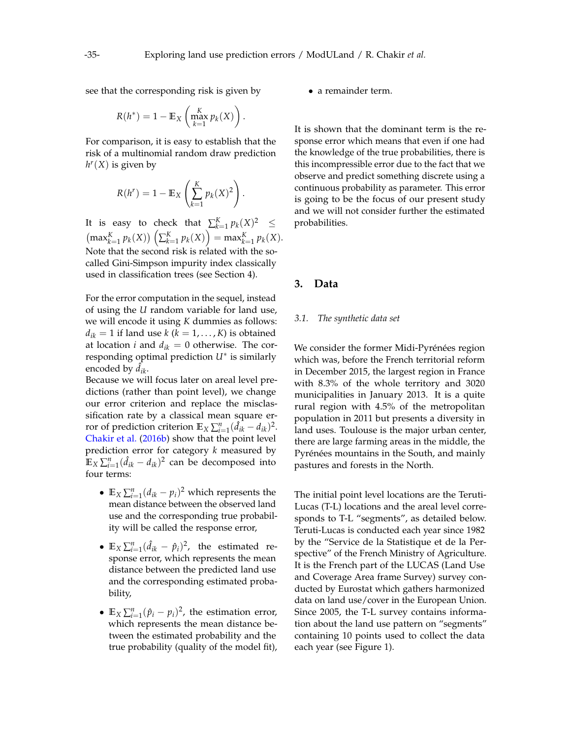see that the corresponding risk is given by

$$R(h^*) = 1 - \mathbb{E}_X \left( \max_{k=1}^{K} p_k(X) \right).$$

For comparison, it is easy to establish that the risk of a multinomial random draw prediction $h^r(X)$ is given by

$$R(h^r) = 1 - \mathbb{E}_X \left( \sum_{k=1}^{K} p_k(X)^2 \right).$$

It is easy to check that $\sum_{k=1}^{K} p_k(X)^2 \leq \left(\max_{k=1}^{K} p_k(X)\right) \left(\sum_{k=1}^{K} p_k(X)\right) = \max_{k=1}^{K} p_k(X)$. Note that the second risk is related with the so-called Gini-Simpson impurity index classically used in classification trees (see Section 4).

For the error computation in the sequel, instead of using the $U$ random variable for land use, we will encode it using $K$ dummies as follows: $d_{ik} = 1$ if land use $k$ ($k = 1, \ldots, K$) is obtained at location $i$ and $d_{ik} = 0$ otherwise. The corresponding optimal prediction $U^*$ is similarly encoded by $\hat{d}_{ik}$.
Because we will focus later on areal level predictions (rather than point level), we change our error criterion and replace the misclassification rate by a classical mean square error of prediction criterion $\mathbb{E}_X \sum_{i=1}^{n} (\hat{d}_{ik} - d_{ik})^2$. Chakir et al. (2016b) show that the point level prediction error for category $k$ measured by $\mathbb{E}_X \sum_{i=1}^{n} (\hat{d}_{ik} - d_{ik})^2$ can be decomposed into four terms:

- $\mathbb{E}_X \sum_{i=1}^{n} (d_{ik} - p_i)^2$ which represents the mean distance between the observed land use and the corresponding true probability will be called the response error,
- $\mathbb{E}_X \sum_{i=1}^{n} (\hat{d}_{ik} - \hat{p}_i)^2$, the estimated response error, which represents the mean distance between the predicted land use and the corresponding estimated probability,
- $\mathbb{E}_X \sum_{i=1}^{n} (\hat{p}_i - p_i)^2$, the estimation error, which represents the mean distance between the estimated probability and the true probability (quality of the model fit),
- a remainder term.

It is shown that the dominant term is the response error which means that even if one had the knowledge of the true probabilities, there is this incompressible error due to the fact that we observe and predict something discrete using a continuous probability as parameter. This error is going to be the focus of our present study and we will not consider further the estimated probabilities.

## 3. Data

### 3.1. *The synthetic data set*

We consider the former Midi-Pyrénées region which was, before the French territorial reform in December 2015, the largest region in France with 8.3% of the whole territory and 3020 municipalities in January 2013. It is a quite rural region with 4.5% of the metropolitan population in 2011 but presents a diversity in land uses. Toulouse is the major urban center, there are large farming areas in the middle, the Pyrénées mountains in the South, and mainly pastures and forests in the North.

The initial point level locations are the Teruti-Lucas (T-L) locations and the areal level corresponds to T-L "segments", as detailed below. Teruti-Lucas is conducted each year since 1982 by the "Service de la Statistique et de la Perspective" of the French Ministry of Agriculture. It is the French part of the LUCAS (Land Use and Coverage Area frame Survey) survey conducted by Eurostat which gathers harmonized data on land use/cover in the European Union. Since 2005, the T-L survey contains information about the land use pattern on "segments" containing 10 points used to collect the data each year (see Figure 1).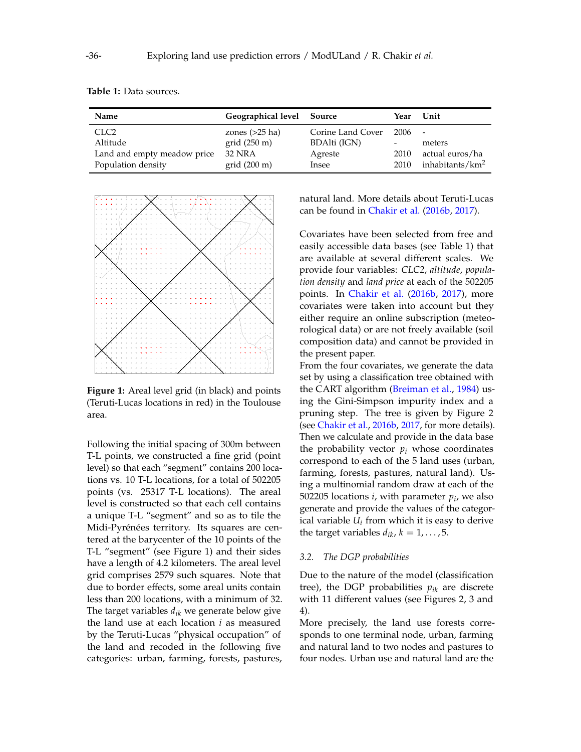**Table 1:** Data sources.

| Name | Geographical level | Source | Year | Unit |
|---|---|---|---|---|
| CLC2 | zones (>25 ha) | Corine Land Cover | 2006 | - |
| Altitude | grid (250 m) | BDAlti (IGN) | - | meters |
| Land and empty meadow price | 32 NRA | Agreste | 2010 | actual euros/ha |
| Population density | grid (200 m) | Insee | 2010 | inhabitants/km$^2$ |

**Figure 1:** Areal level grid (in black) and points (Teruti-Lucas locations in red) in the Toulouse area.

Following the initial spacing of 300m between T-L points, we constructed a fine grid (point level) so that each "segment" contains 200 locations vs. 10 T-L locations, for a total of 502205 points (vs. 25317 T-L locations). The areal level is constructed so that each cell contains a unique T-L "segment" and so as to tile the Midi-Pyrénées territory. Its squares are centered at the barycenter of the 10 points of the T-L "segment" (see Figure 1) and their sides have a length of 4.2 kilometers. The areal level grid comprises 2579 such squares. Note that due to border effects, some areal units contain less than 200 locations, with a minimum of 32. The target variables $d_{ik}$ we generate below give the land use at each location $i$ as measured by the Teruti-Lucas "physical occupation" of the land and recoded in the following five categories: urban, farming, forests, pastures, natural land. More details about Teruti-Lucas can be found in Chakir et al. (2016b, 2017).

Covariates have been selected from free and easily accessible data bases (see Table 1) that are available at several different scales. We provide four variables: *CLC2*, *altitude*, *population density* and *land price* at each of the 502205 points. In Chakir et al. (2016b, 2017), more covariates were taken into account but they either require an online subscription (meteorological data) or are not freely available (soil composition data) and cannot be provided in the present paper.

From the four covariates, we generate the data set by using a classification tree obtained with the CART algorithm (Breiman et al., 1984) using the Gini-Simpson impurity index and a pruning step. The tree is given by Figure 2 (see Chakir et al., 2016b, 2017, for more details). Then we calculate and provide in the data base the probability vector $p_i$ whose coordinates correspond to each of the 5 land uses (urban, farming, forests, pastures, natural land). Using a multinomial random draw at each of the 502205 locations $i$, with parameter $p_i$, we also generate and provide the values of the categorical variable $U_i$ from which it is easy to derive the target variables $d_{ik}$, $k = 1, \ldots, 5$.

### 3.2. The DGP probabilities

Due to the nature of the model (classification tree), the DGP probabilities $p_{ik}$ are discrete with 11 different values (see Figures 2, 3 and 4).

More precisely, the land use forests corresponds to one terminal node, urban, farming and natural land to two nodes and pastures to four nodes. Urban use and natural land are the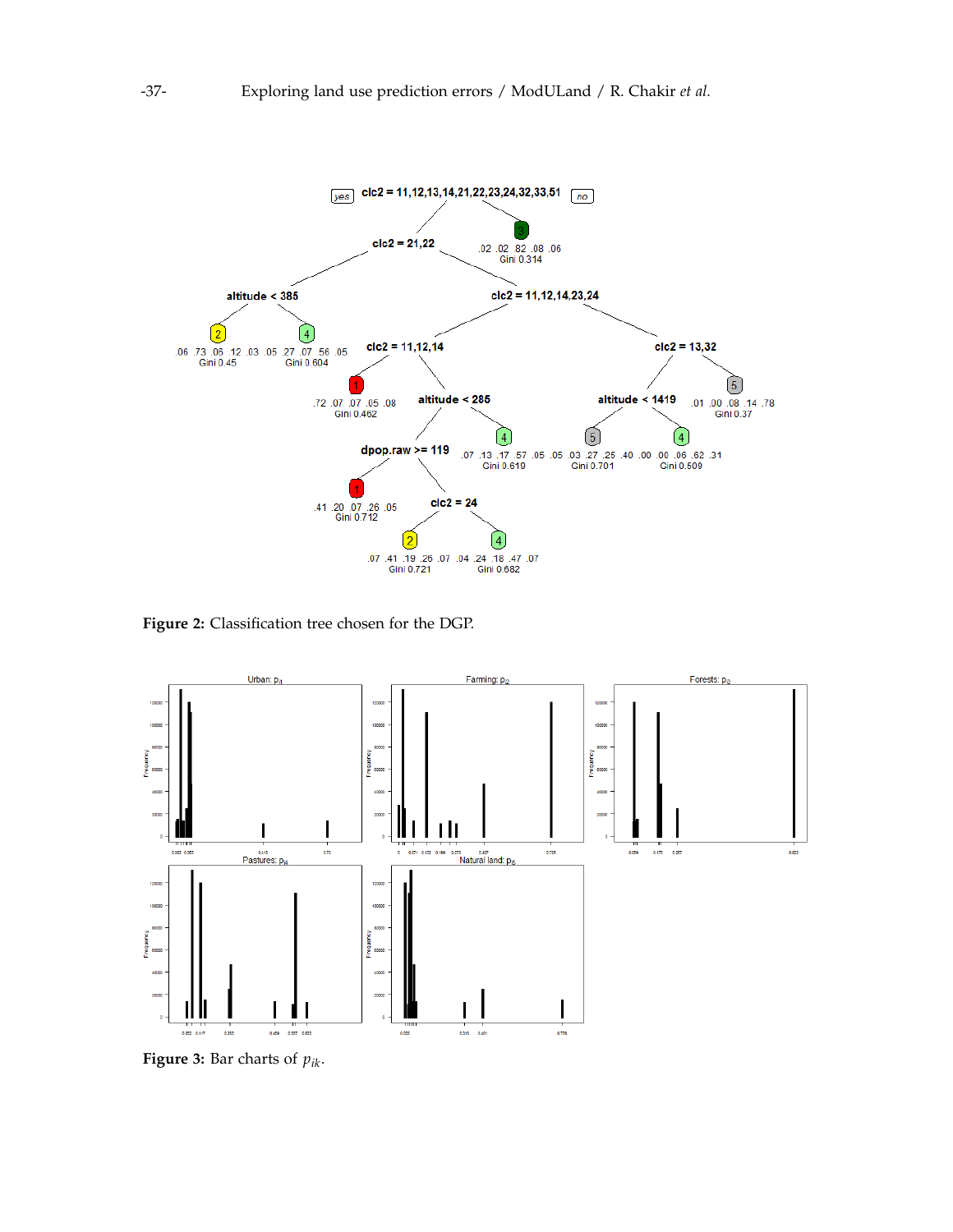Figure 2: Classification tree chosen for the DGP.

Figure 3: Bar charts of $p_{ik}$.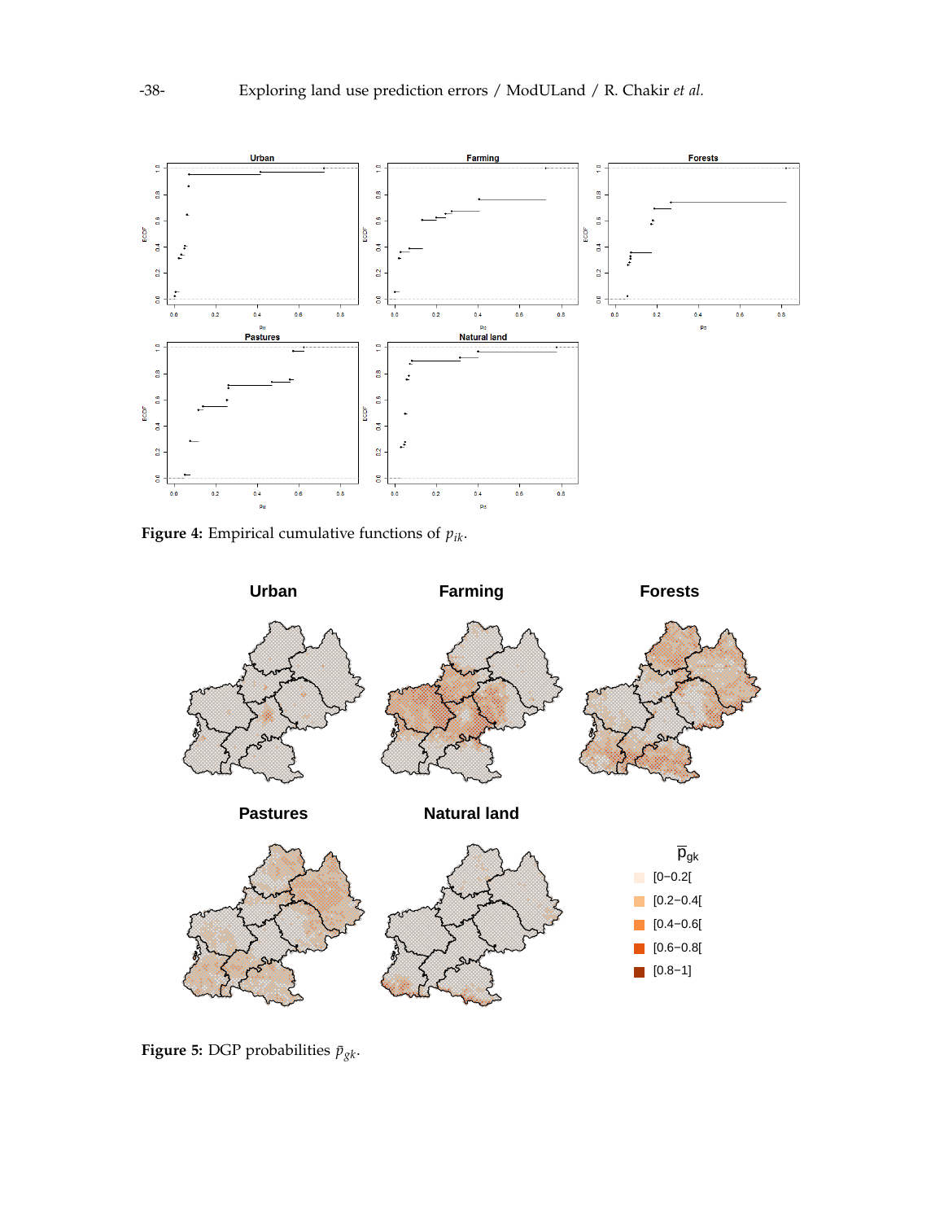Figure 4: Empirical cumulative functions of $p_{ik}$.

Figure 5: DGP probabilities $\bar{p}_{gk}$.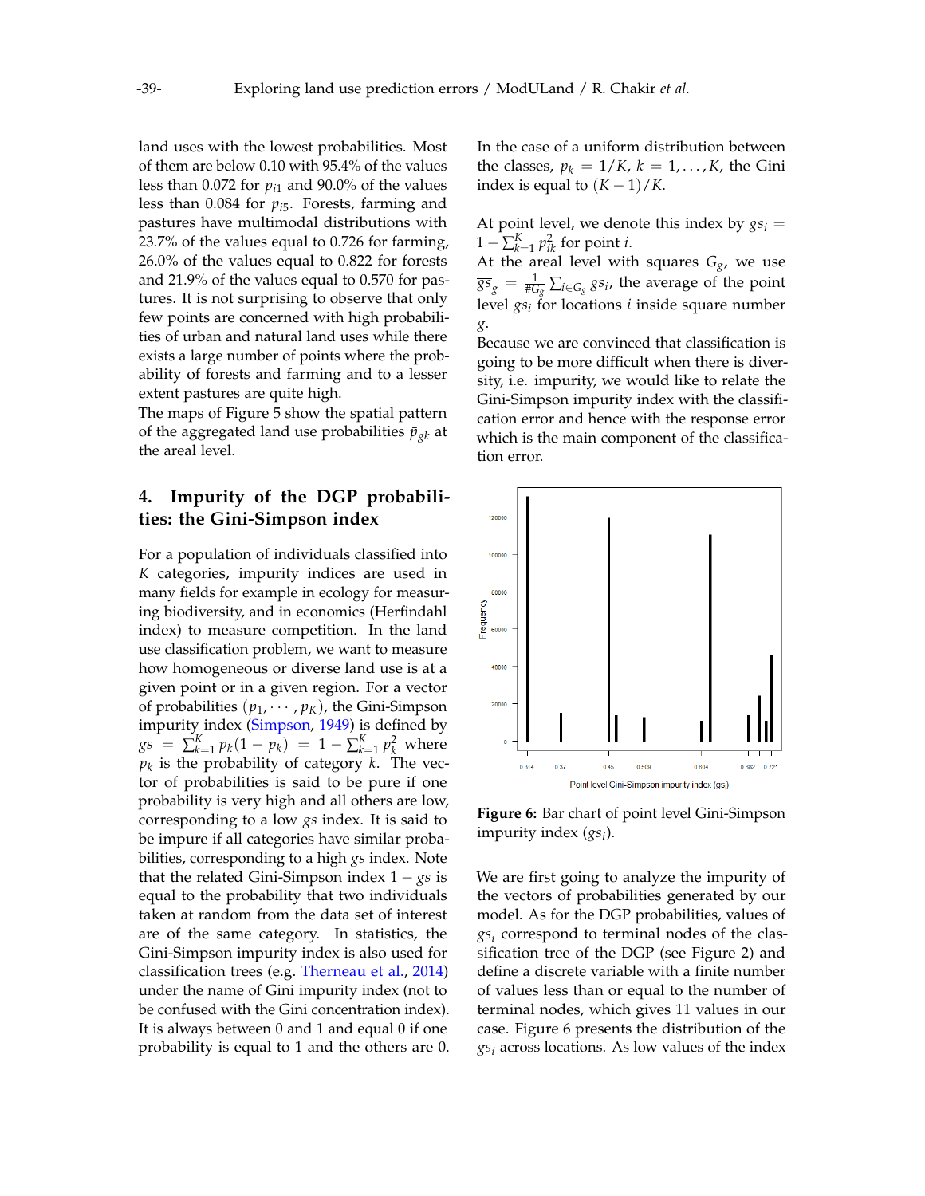land uses with the lowest probabilities. Most of them are below 0.10 with 95.4% of the values less than 0.072 for $p_{i1}$ and 90.0% of the values less than 0.084 for $p_{i5}$. Forests, farming and pastures have multimodal distributions with 23.7% of the values equal to 0.726 for farming, 26.0% of the values equal to 0.822 for forests and 21.9% of the values equal to 0.570 for pastures. It is not surprising to observe that only few points are concerned with high probabilities of urban and natural land uses while there exists a large number of points where the probability of forests and farming and to a lesser extent pastures are quite high.

The maps of Figure 5 show the spatial pattern of the aggregated land use probabilities $\bar{p}_{gk}$ at the areal level.

## 4. Impurity of the DGP probabilities: the Gini-Simpson index

For a population of individuals classified into $K$ categories, impurity indices are used in many fields for example in ecology for measuring biodiversity, and in economics (Herfindahl index) to measure competition. In the land use classification problem, we want to measure how homogeneous or diverse land use is at a given point or in a given region. For a vector of probabilities $(p_1, \cdots, p_K)$, the Gini-Simpson impurity index (Simpson, 1949) is defined by $gs = \sum_{k=1}^{K} p_k(1-p_k) = 1 - \sum_{k=1}^{K} p_k^2$ where $p_k$ is the probability of category $k$. The vector of probabilities is said to be pure if one probability is very high and all others are low, corresponding to a low $gs$ index. It is said to be impure if all categories have similar probabilities, corresponding to a high $gs$ index. Note that the related Gini-Simpson index $1 - gs$ is equal to the probability that two individuals taken at random from the data set of interest are of the same category. In statistics, the Gini-Simpson impurity index is also used for classification trees (e.g. Therneau et al., 2014) under the name of Gini impurity index (not to be confused with the Gini concentration index). It is always between 0 and 1 and equal 0 if one probability is equal to 1 and the others are 0.

In the case of a uniform distribution between the classes, $p_k = 1/K$, $k = 1, \ldots, K$, the Gini index is equal to $(K-1)/K$.

At point level, we denote this index by $gs_i = 1 - \sum_{k=1}^{K} p_{ik}^2$ for point $i$.

At the areal level with squares $G_g$, we use $\overline{gs}_g = \frac{1}{\#G_g} \sum_{i \in G_g} gs_i$, the average of the point level $gs_i$ for locations $i$ inside square number $g$.

Because we are convinced that classification is going to be more difficult when there is diversity, i.e. impurity, we would like to relate the Gini-Simpson impurity index with the classification error and hence with the response error which is the main component of the classification error.

**Figure 6:** Bar chart of point level Gini-Simpson impurity index ($gs_i$).

We are first going to analyze the impurity of the vectors of probabilities generated by our model. As for the DGP probabilities, values of $gs_i$ correspond to terminal nodes of the classification tree of the DGP (see Figure 2) and define a discrete variable with a finite number of values less than or equal to the number of terminal nodes, which gives 11 values in our case. Figure 6 presents the distribution of the $gs_i$ across locations. As low values of the index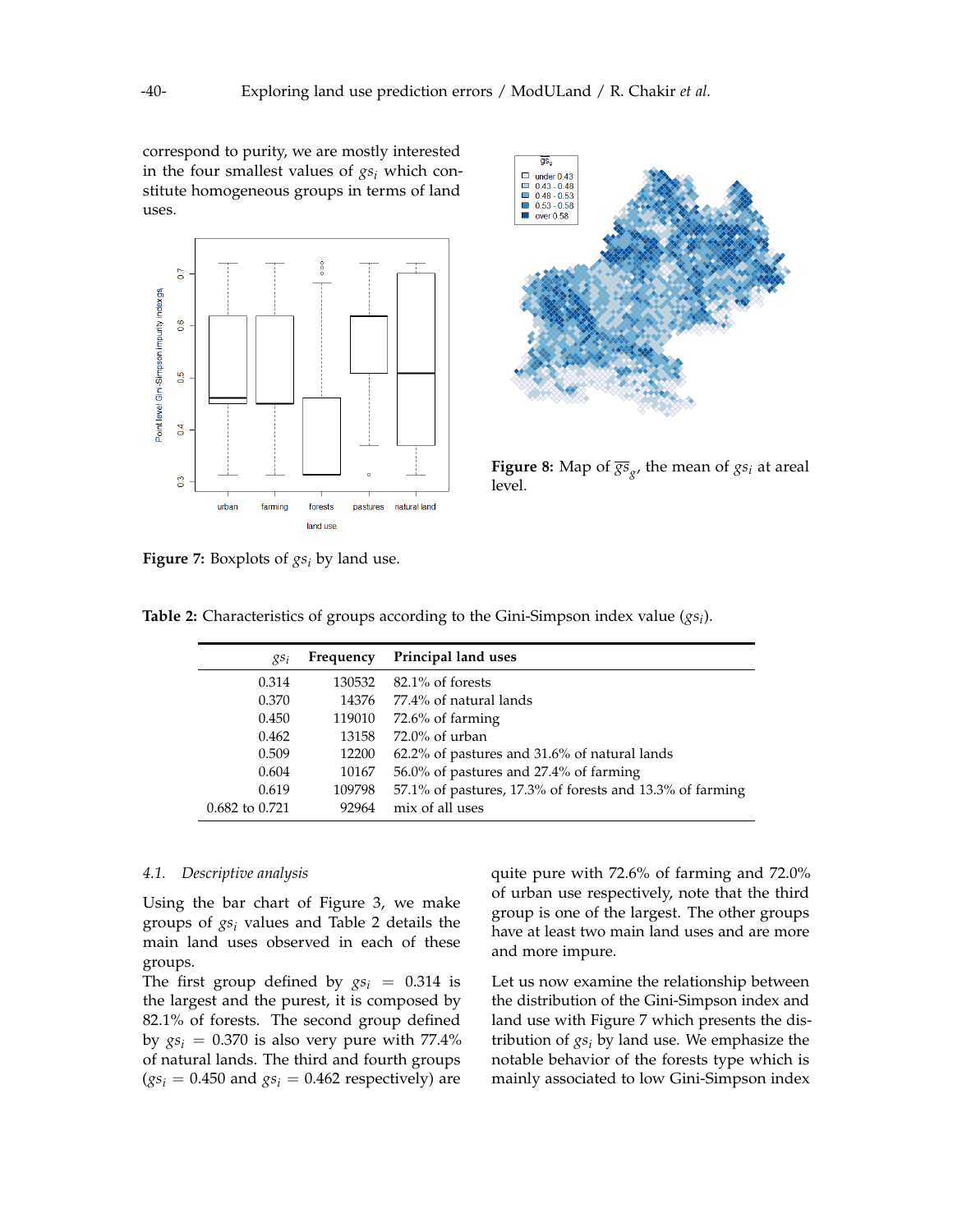correspond to purity, we are mostly interested in the four smallest values of $gs_i$ which constitute homogeneous groups in terms of land uses.

**Figure 7:** Boxplots of $gs_i$ by land use.

**Figure 8:** Map of $\overline{gs}_g$, the mean of $gs_i$ at areal level.

**Table 2:** Characteristics of groups according to the Gini-Simpson index value ($gs_i$).

| $gs_i$ | Frequency | Principal land uses |
|---|---|---|
| 0.314 | 130532 | 82.1% of forests |
| 0.370 | 14376 | 77.4% of natural lands |
| 0.450 | 119010 | 72.6% of farming |
| 0.462 | 13158 | 72.0% of urban |
| 0.509 | 12200 | 62.2% of pastures and 31.6% of natural lands |
| 0.604 | 10167 | 56.0% of pastures and 27.4% of farming |
| 0.619 | 109798 | 57.1% of pastures, 17.3% of forests and 13.3% of farming |
| 0.682 to 0.721 | 92964 | mix of all uses |

### 4.1. *Descriptive analysis*

Using the bar chart of Figure 3, we make groups of $gs_i$ values and Table 2 details the main land uses observed in each of these groups.

The first group defined by $gs_i = 0.314$ is the largest and the purest, it is composed by 82.1% of forests. The second group defined by $gs_i = 0.370$ is also very pure with 77.4% of natural lands. The third and fourth groups ($gs_i = 0.450$ and $gs_i = 0.462$ respectively) are quite pure with 72.6% of farming and 72.0% of urban use respectively, note that the third group is one of the largest. The other groups have at least two main land uses and are more and more impure.

Let us now examine the relationship between the distribution of the Gini-Simpson index and land use with Figure 7 which presents the distribution of $gs_i$ by land use. We emphasize the notable behavior of the forests type which is mainly associated to low Gini-Simpson index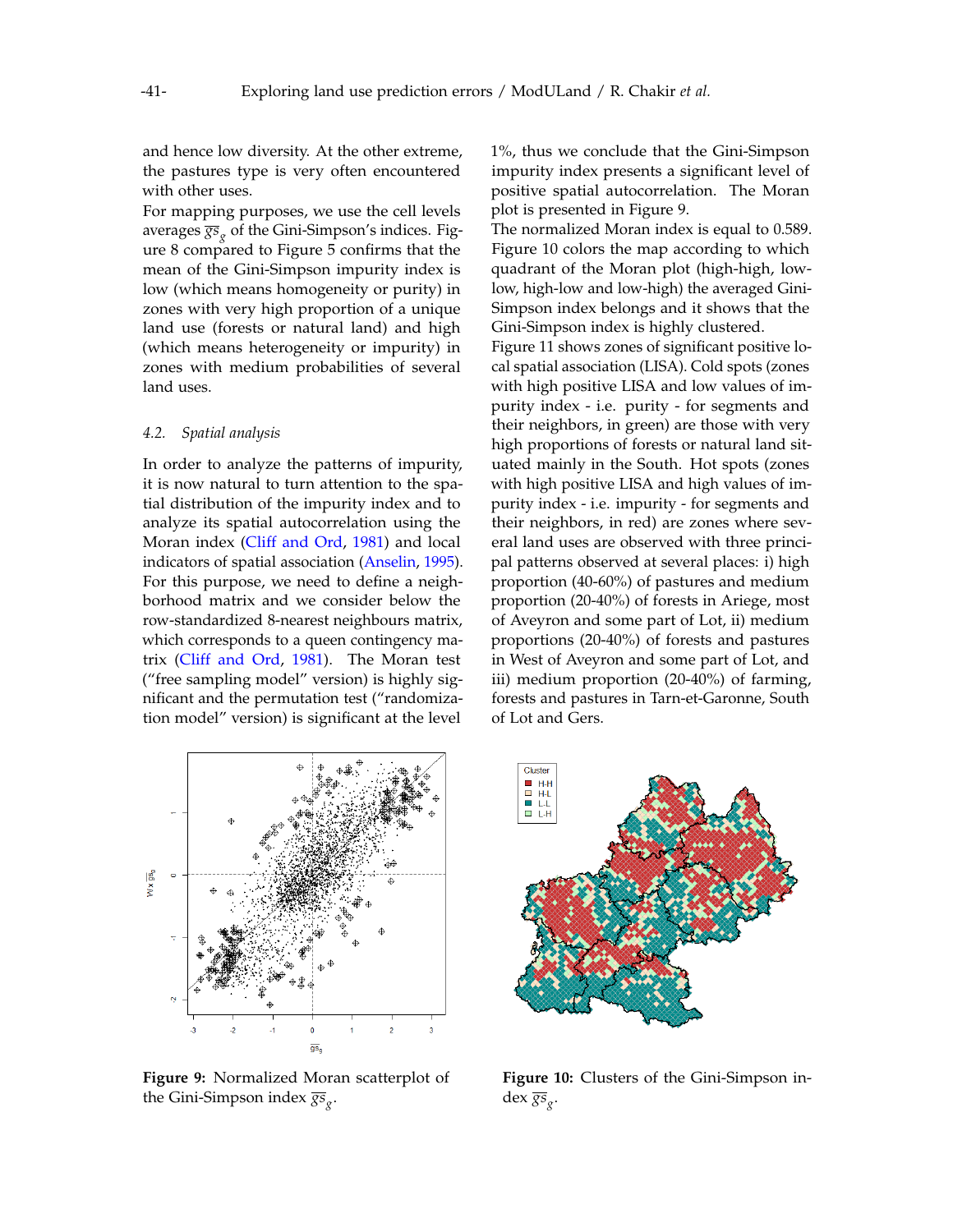and hence low diversity. At the other extreme, the pastures type is very often encountered with other uses.

For mapping purposes, we use the cell levels averages $\overline{gs}_g$ of the Gini-Simpson's indices. Figure 8 compared to Figure 5 confirms that the mean of the Gini-Simpson impurity index is low (which means homogeneity or purity) in zones with very high proportion of a unique land use (forests or natural land) and high (which means heterogeneity or impurity) in zones with medium probabilities of several land uses.

### 4.2. *Spatial analysis*

In order to analyze the patterns of impurity, it is now natural to turn attention to the spatial distribution of the impurity index and to analyze its spatial autocorrelation using the Moran index (Cliff and Ord, 1981) and local indicators of spatial association (Anselin, 1995). For this purpose, we need to define a neighborhood matrix and we consider below the row-standardized 8-nearest neighbours matrix, which corresponds to a queen contingency matrix (Cliff and Ord, 1981). The Moran test ("free sampling model" version) is highly significant and the permutation test ("randomization model" version) is significant at the level 1%, thus we conclude that the Gini-Simpson impurity index presents a significant level of positive spatial autocorrelation. The Moran plot is presented in Figure 9.

The normalized Moran index is equal to 0.589. Figure 10 colors the map according to which quadrant of the Moran plot (high-high, low-low, high-low and low-high) the averaged Gini-Simpson index belongs and it shows that the Gini-Simpson index is highly clustered.

Figure 11 shows zones of significant positive local spatial association (LISA). Cold spots (zones with high positive LISA and low values of impurity index - i.e. purity - for segments and their neighbors, in green) are those with very high proportions of forests or natural land situated mainly in the South. Hot spots (zones with high positive LISA and high values of impurity index - i.e. impurity - for segments and their neighbors, in red) are zones where several land uses are observed with three principal patterns observed at several places: i) high proportion (40-60%) of pastures and medium proportion (20-40%) of forests in Ariege, most of Aveyron and some part of Lot, ii) medium proportions (20-40%) of forests and pastures in West of Aveyron and some part of Lot, and iii) medium proportion (20-40%) of farming, forests and pastures in Tarn-et-Garonne, South of Lot and Gers.

**Figure 9:** Normalized Moran scatterplot of the Gini-Simpson index $\overline{gs}_g$.

**Figure 10:** Clusters of the Gini-Simpson index $\overline{gs}_g$.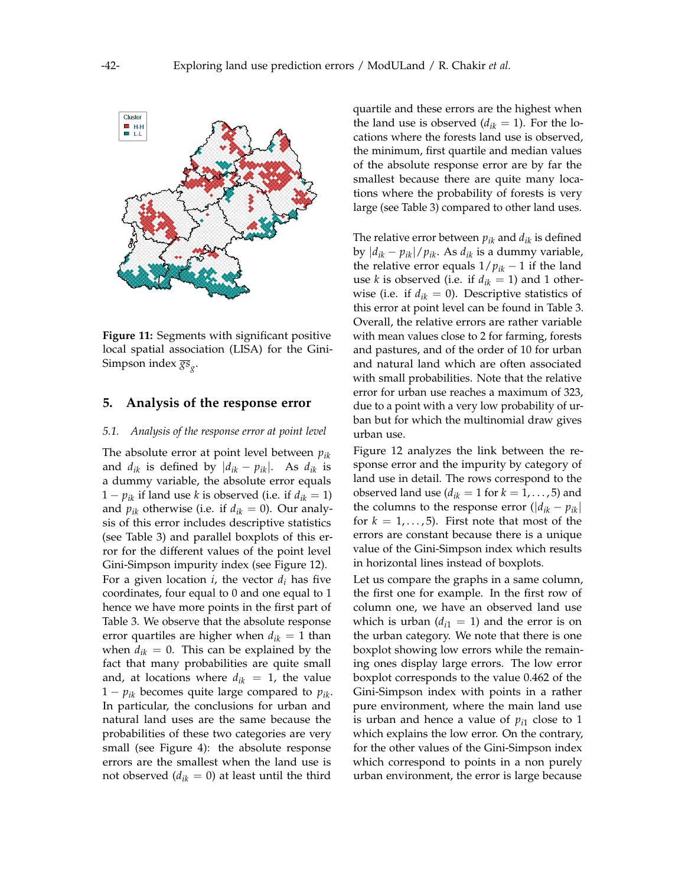Figure 11: Segments with significant positive local spatial association (LISA) for the Gini-Simpson index $\overline{gs}_g$.

## 5. Analysis of the response error

### 5.1. Analysis of the response error at point level

The absolute error at point level between $p_{ik}$ and $d_{ik}$ is defined by $|d_{ik} - p_{ik}|$. As $d_{ik}$ is a dummy variable, the absolute error equals $1 - p_{ik}$ if land use $k$ is observed (i.e. if $d_{ik} = 1$) and $p_{ik}$ otherwise (i.e. if $d_{ik} = 0$). Our analysis of this error includes descriptive statistics (see Table 3) and parallel boxplots of this error for the different values of the point level Gini-Simpson impurity index (see Figure 12). For a given location $i$, the vector $d_i$ has five coordinates, four equal to 0 and one equal to 1 hence we have more points in the first part of Table 3. We observe that the absolute response error quartiles are higher when $d_{ik} = 1$ than when $d_{ik} = 0$. This can be explained by the fact that many probabilities are quite small and, at locations where $d_{ik} = 1$, the value $1 - p_{ik}$ becomes quite large compared to $p_{ik}$. In particular, the conclusions for urban and natural land uses are the same because the probabilities of these two categories are very small (see Figure 4): the absolute response errors are the smallest when the land use is not observed ($d_{ik} = 0$) at least until the third quartile and these errors are the highest when the land use is observed ($d_{ik} = 1$). For the locations where the forests land use is observed, the minimum, first quartile and median values of the absolute response error are by far the smallest because there are quite many locations where the probability of forests is very large (see Table 3) compared to other land uses.

The relative error between $p_{ik}$ and $d_{ik}$ is defined by $|d_{ik} - p_{ik}|/p_{ik}$. As $d_{ik}$ is a dummy variable, the relative error equals $1/p_{ik} - 1$ if the land use $k$ is observed (i.e. if $d_{ik} = 1$) and 1 otherwise (i.e. if $d_{ik} = 0$). Descriptive statistics of this error at point level can be found in Table 3. Overall, the relative errors are rather variable with mean values close to 2 for farming, forests and pastures, and of the order of 10 for urban and natural land which are often associated with small probabilities. Note that the relative error for urban use reaches a maximum of 323, due to a point with a very low probability of urban but for which the multinomial draw gives urban use.

Figure 12 analyzes the link between the response error and the impurity by category of land use in detail. The rows correspond to the observed land use ($d_{ik} = 1$ for $k = 1, \ldots, 5$) and the columns to the response error ($|d_{ik} - p_{ik}|$ for $k = 1, \ldots, 5$). First note that most of the errors are constant because there is a unique value of the Gini-Simpson index which results in horizontal lines instead of boxplots.

Let us compare the graphs in a same column, the first one for example. In the first row of column one, we have an observed land use which is urban ($d_{i1} = 1$) and the error is on the urban category. We note that there is one boxplot showing low errors while the remaining ones display large errors. The low error boxplot corresponds to the value 0.462 of the Gini-Simpson index with points in a rather pure environment, where the main land use is urban and hence a value of $p_{i1}$ close to 1 which explains the low error. On the contrary, for the other values of the Gini-Simpson index which correspond to points in a non purely urban environment, the error is large because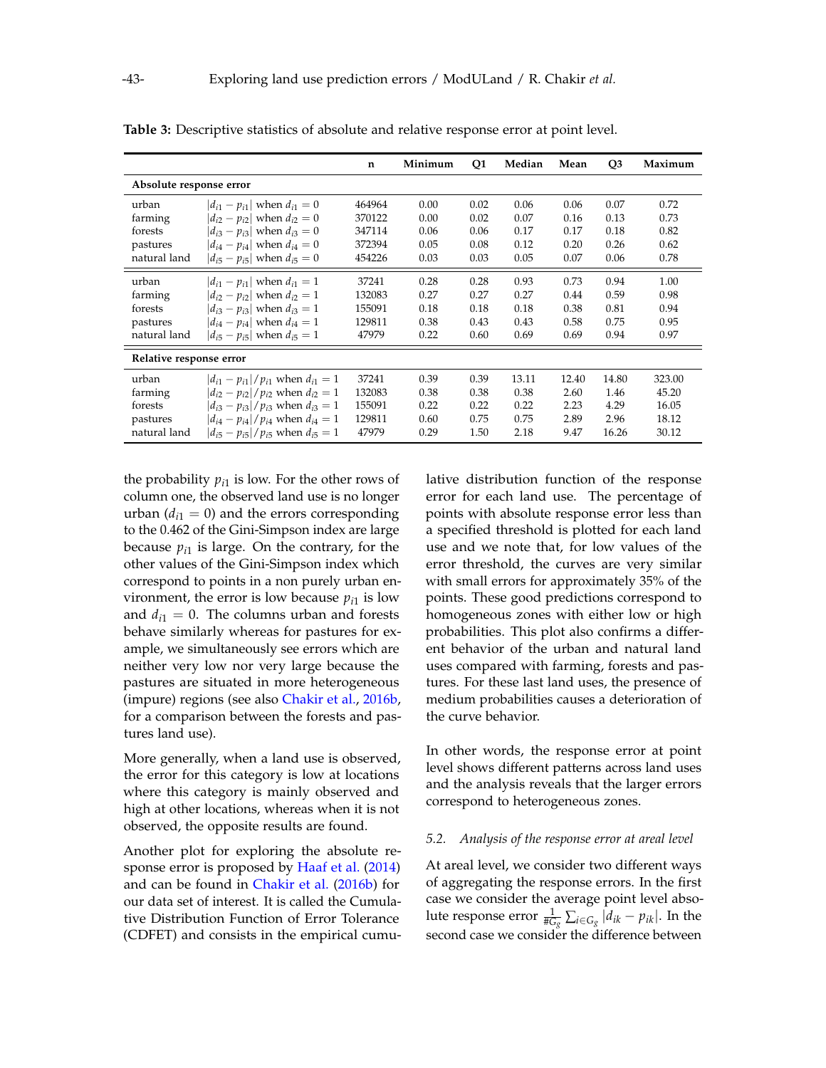**Table 3:** Descriptive statistics of absolute and relative response error at point level.

| | | n | Minimum | Q1 | Median | Mean | Q3 | Maximum |
|---|---|---|---|---|---|---|---|---|
| **Absolute response error** | | | | | | | | |
| urban | $\lvert d_{i1} - p_{i1}\rvert$ when $d_{i1} = 0$ | 464964 | 0.00 | 0.02 | 0.06 | 0.06 | 0.07 | 0.72 |
| farming | $\lvert d_{i2} - p_{i2}\rvert$ when $d_{i2} = 0$ | 370122 | 0.00 | 0.02 | 0.07 | 0.16 | 0.13 | 0.73 |
| forests | $\lvert d_{i3} - p_{i3}\rvert$ when $d_{i3} = 0$ | 347114 | 0.06 | 0.06 | 0.17 | 0.17 | 0.18 | 0.82 |
| pastures | $\lvert d_{i4} - p_{i4}\rvert$ when $d_{i4} = 0$ | 372394 | 0.05 | 0.08 | 0.12 | 0.20 | 0.26 | 0.62 |
| natural land | $\lvert d_{i5} - p_{i5}\rvert$ when $d_{i5} = 0$ | 454226 | 0.03 | 0.03 | 0.05 | 0.07 | 0.06 | 0.78 |
| urban | $\lvert d_{i1} - p_{i1}\rvert$ when $d_{i1} = 1$ | 37241 | 0.28 | 0.28 | 0.93 | 0.73 | 0.94 | 1.00 |
| farming | $\lvert d_{i2} - p_{i2}\rvert$ when $d_{i2} = 1$ | 132083 | 0.27 | 0.27 | 0.27 | 0.44 | 0.59 | 0.98 |
| forests | $\lvert d_{i3} - p_{i3}\rvert$ when $d_{i3} = 1$ | 155091 | 0.18 | 0.18 | 0.18 | 0.38 | 0.81 | 0.94 |
| pastures | $\lvert d_{i4} - p_{i4}\rvert$ when $d_{i4} = 1$ | 129811 | 0.38 | 0.43 | 0.43 | 0.58 | 0.75 | 0.95 |
| natural land | $\lvert d_{i5} - p_{i5}\rvert$ when $d_{i5} = 1$ | 47979 | 0.22 | 0.60 | 0.69 | 0.69 | 0.94 | 0.97 |
| **Relative response error** | | | | | | | | |
| urban | $\lvert d_{i1} - p_{i1}\rvert / p_{i1}$ when $d_{i1} = 1$ | 37241 | 0.39 | 0.39 | 13.11 | 12.40 | 14.80 | 323.00 |
| farming | $\lvert d_{i2} - p_{i2}\rvert / p_{i2}$ when $d_{i2} = 1$ | 132083 | 0.38 | 0.38 | 0.38 | 2.60 | 1.46 | 45.20 |
| forests | $\lvert d_{i3} - p_{i3}\rvert / p_{i3}$ when $d_{i3} = 1$ | 155091 | 0.22 | 0.22 | 0.22 | 2.23 | 4.29 | 16.05 |
| pastures | $\lvert d_{i4} - p_{i4}\rvert / p_{i4}$ when $d_{i4} = 1$ | 129811 | 0.60 | 0.75 | 0.75 | 2.89 | 2.96 | 18.12 |
| natural land | $\lvert d_{i5} - p_{i5}\rvert / p_{i5}$ when $d_{i5} = 1$ | 47979 | 0.29 | 1.50 | 2.18 | 9.47 | 16.26 | 30.12 |

the probability $p_{i1}$ is low. For the other rows of column one, the observed land use is no longer urban ($d_{i1} = 0$) and the errors corresponding to the 0.462 of the Gini-Simpson index are large because $p_{i1}$ is large. On the contrary, for the other values of the Gini-Simpson index which correspond to points in a non purely urban environment, the error is low because $p_{i1}$ is low and $d_{i1} = 0$. The columns urban and forests behave similarly whereas for pastures for example, we simultaneously see errors which are neither very low nor very large because the pastures are situated in more heterogeneous (impure) regions (see also Chakir et al., 2016b, for a comparison between the forests and pastures land use).

More generally, when a land use is observed, the error for this category is low at locations where this category is mainly observed and high at other locations, whereas when it is not observed, the opposite results are found.

Another plot for exploring the absolute response error is proposed by Haaf et al. (2014) and can be found in Chakir et al. (2016b) for our data set of interest. It is called the Cumulative Distribution Function of Error Tolerance (CDFET) and consists in the empirical cumulative distribution function of the response error for each land use. The percentage of points with absolute response error less than a specified threshold is plotted for each land use and we note that, for low values of the error threshold, the curves are very similar with small errors for approximately 35% of the points. These good predictions correspond to homogeneous zones with either low or high probabilities. This plot also confirms a different behavior of the urban and natural land uses compared with farming, forests and pastures. For these last land uses, the presence of medium probabilities causes a deterioration of the curve behavior.

In other words, the response error at point level shows different patterns across land uses and the analysis reveals that the larger errors correspond to heterogeneous zones.

### 5.2. *Analysis of the response error at areal level*

At areal level, we consider two different ways of aggregating the response errors. In the first case we consider the average point level absolute response error $\frac{1}{\#G_g}\sum_{i\in G_g}|d_{ik} - p_{ik}|$. In the second case we consider the difference between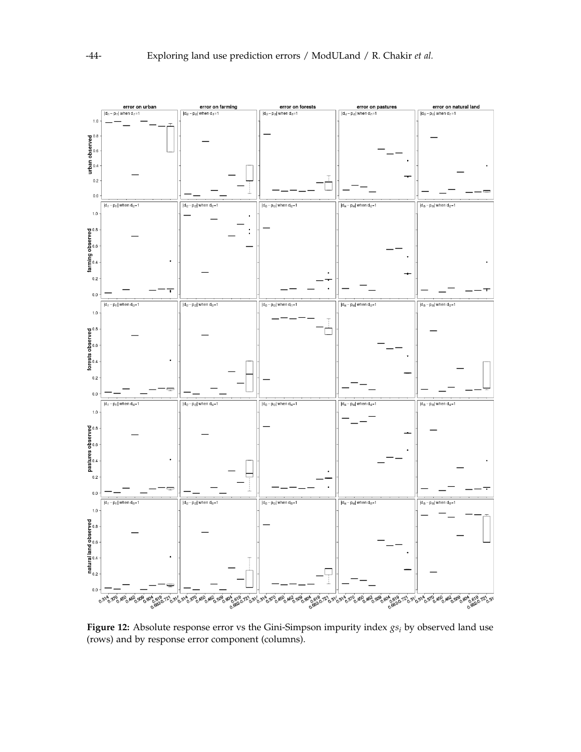**Figure 12:** Absolute response error vs the Gini-Simpson impurity index $gs_i$ by observed land use (rows) and by response error component (columns).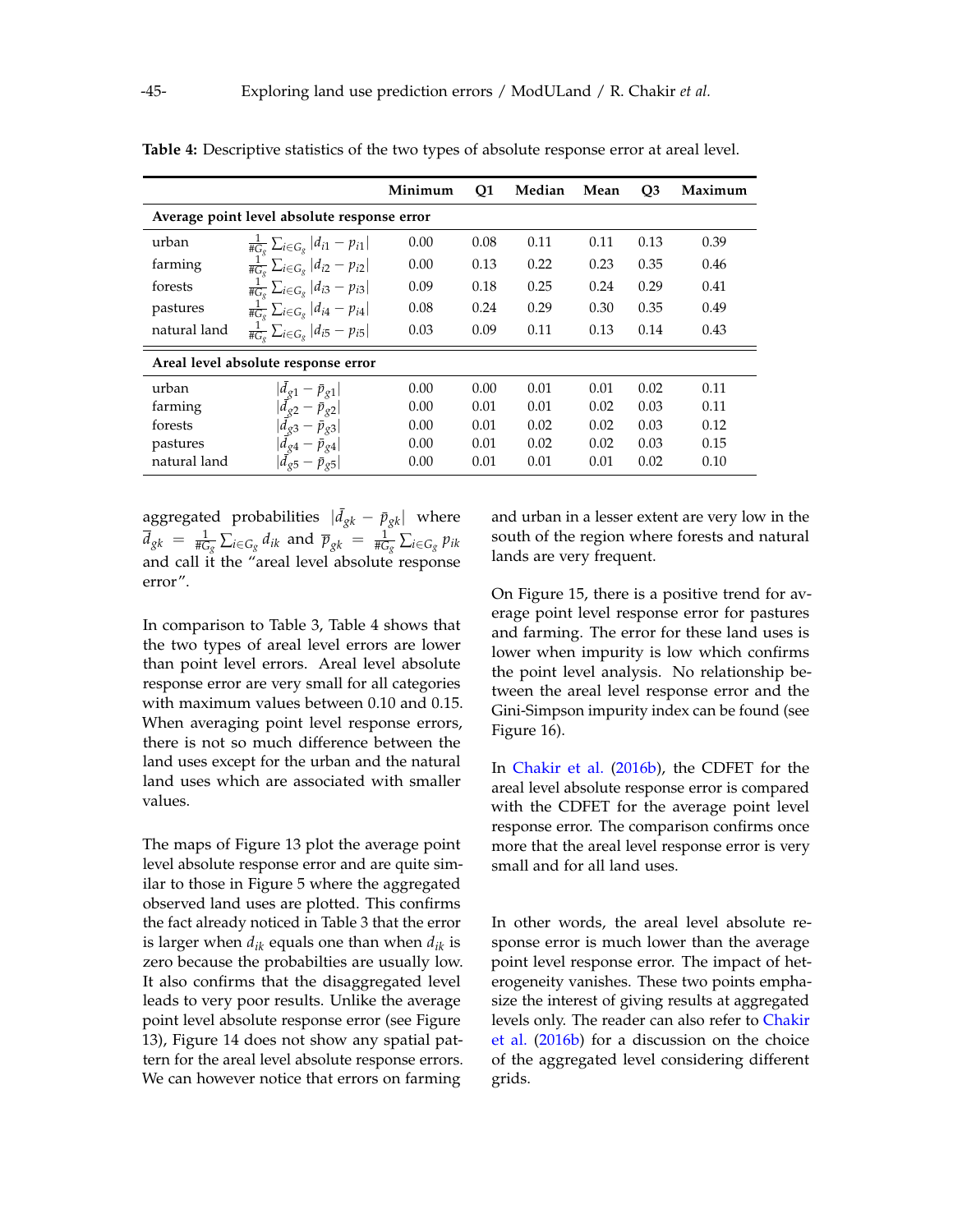**Table 4:** Descriptive statistics of the two types of absolute response error at areal level.

| | | Minimum | Q1 | Median | Mean | Q3 | Maximum |
|---|---|---|---|---|---|---|---|
| **Average point level absolute response error** | | | | | | | |
| urban | $\frac{1}{\#G_g}\sum_{i\in G_g}\lvert d_{i1}-p_{i1}\rvert$ | 0.00 | 0.08 | 0.11 | 0.11 | 0.13 | 0.39 |
| farming | $\frac{1}{\#G_g}\sum_{i\in G_g}\lvert d_{i2}-p_{i2}\rvert$ | 0.00 | 0.13 | 0.22 | 0.23 | 0.35 | 0.46 |
| forests | $\frac{1}{\#G_g}\sum_{i\in G_g}\lvert d_{i3}-p_{i3}\rvert$ | 0.09 | 0.18 | 0.25 | 0.24 | 0.29 | 0.41 |
| pastures | $\frac{1}{\#G_g}\sum_{i\in G_g}\lvert d_{i4}-p_{i4}\rvert$ | 0.08 | 0.24 | 0.29 | 0.30 | 0.35 | 0.49 |
| natural land | $\frac{1}{\#G_g}\sum_{i\in G_g}\lvert d_{i5}-p_{i5}\rvert$ | 0.03 | 0.09 | 0.11 | 0.13 | 0.14 | 0.43 |
| **Areal level absolute response error** | | | | | | | |
| urban | $\lvert\bar{d}_{g1}-\bar{p}_{g1}\rvert$ | 0.00 | 0.00 | 0.01 | 0.01 | 0.02 | 0.11 |
| farming | $\lvert\bar{d}_{g2}-\bar{p}_{g2}\rvert$ | 0.00 | 0.01 | 0.01 | 0.02 | 0.03 | 0.11 |
| forests | $\lvert\bar{d}_{g3}-\bar{p}_{g3}\rvert$ | 0.00 | 0.01 | 0.02 | 0.02 | 0.03 | 0.12 |
| pastures | $\lvert\bar{d}_{g4}-\bar{p}_{g4}\rvert$ | 0.00 | 0.01 | 0.02 | 0.02 | 0.03 | 0.15 |
| natural land | $\lvert\bar{d}_{g5}-\bar{p}_{g5}\rvert$ | 0.00 | 0.01 | 0.01 | 0.01 | 0.02 | 0.10 |

aggregated probabilities $|\bar{d}_{gk} - \bar{p}_{gk}|$ where $\bar{d}_{gk} = \frac{1}{\#G_g}\sum_{i\in G_g} d_{ik}$ and $\bar{p}_{gk} = \frac{1}{\#G_g}\sum_{i\in G_g} p_{ik}$ and call it the "areal level absolute response error".

In comparison to Table 3, Table 4 shows that the two types of areal level errors are lower than point level errors. Areal level absolute response error are very small for all categories with maximum values between 0.10 and 0.15. When averaging point level response errors, there is not so much difference between the land uses except for the urban and the natural land uses which are associated with smaller values.

The maps of Figure 13 plot the average point level absolute response error and are quite similar to those in Figure 5 where the aggregated observed land uses are plotted. This confirms the fact already noticed in Table 3 that the error is larger when $d_{ik}$ equals one than when $d_{ik}$ is zero because the probabilties are usually low. It also confirms that the disaggregated level leads to very poor results. Unlike the average point level absolute response error (see Figure 13), Figure 14 does not show any spatial pattern for the areal level absolute response errors. We can however notice that errors on farming and urban in a lesser extent are very low in the south of the region where forests and natural lands are very frequent.

On Figure 15, there is a positive trend for average point level response error for pastures and farming. The error for these land uses is lower when impurity is low which confirms the point level analysis. No relationship between the areal level response error and the Gini-Simpson impurity index can be found (see Figure 16).

In Chakir et al. (2016b), the CDFET for the areal level absolute response error is compared with the CDFET for the average point level response error. The comparison confirms once more that the areal level response error is very small and for all land uses.

In other words, the areal level absolute response error is much lower than the average point level response error. The impact of heterogeneity vanishes. These two points emphasize the interest of giving results at aggregated levels only. The reader can also refer to Chakir et al. (2016b) for a discussion on the choice of the aggregated level considering different grids.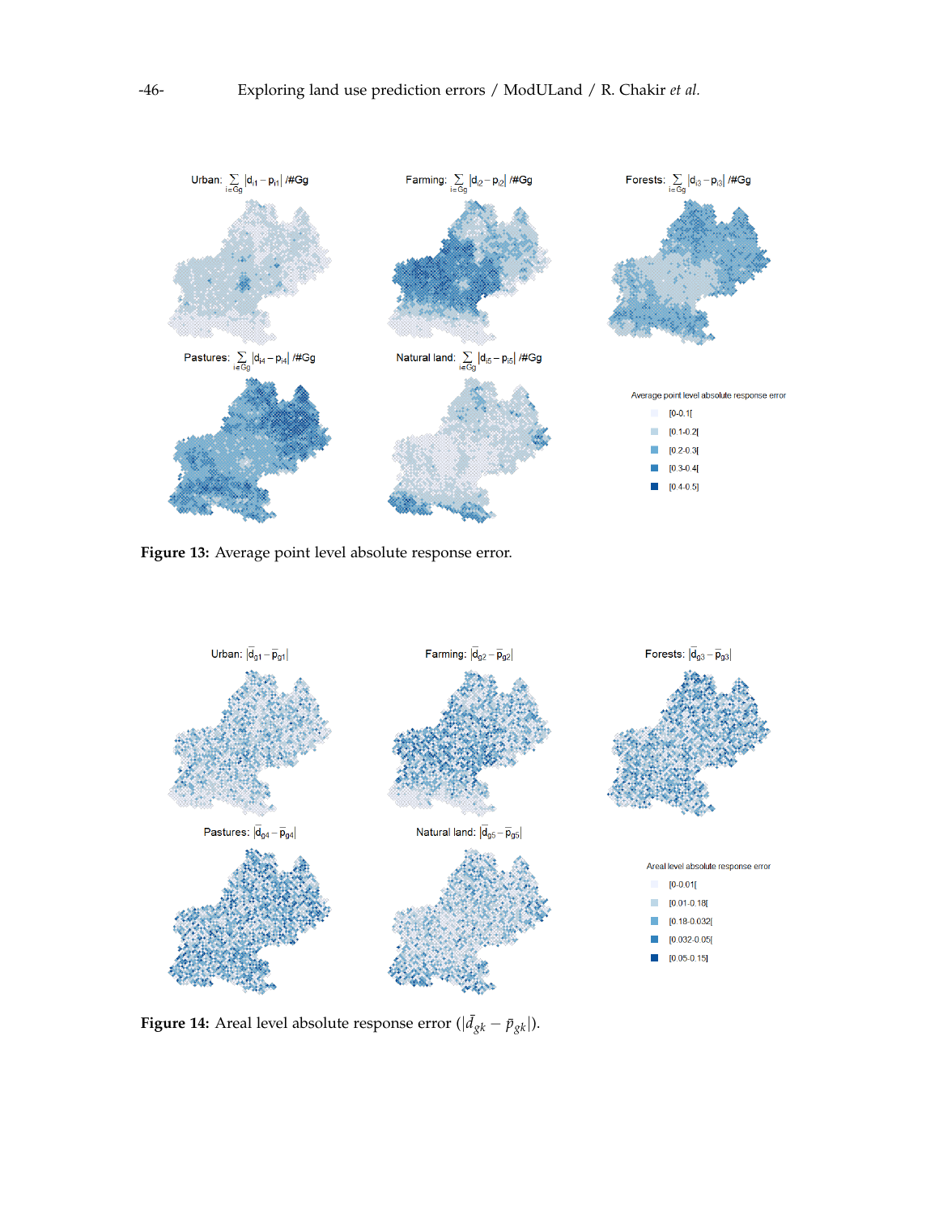Urban: $\sum_{i \in Gg} |d_{i1} - p_{i1}| / \#Gg$

Farming: $\sum_{i \in Gg} |d_{i2} - p_{i2}| / \#Gg$

Forests: $\sum_{i \in Gg} |d_{i3} - p_{i3}| / \#Gg$

Pastures: $\sum_{i \in Gg} |d_{i4} - p_{i4}| / \#Gg$

Natural land: $\sum_{i \in Gg} |d_{i5} - p_{i5}| / \#Gg$

Average point level absolute response error

- [0-0.1[
- [0.1-0.2[
- [0.2-0.3[
- [0.3-0.4[
- [0.4-0.5]

**Figure 13:** Average point level absolute response error.

Urban: $|\bar{d}_{g1} - \bar{p}_{g1}|$

Farming: $|\bar{d}_{g2} - \bar{p}_{g2}|$

Forests: $|\bar{d}_{g3} - \bar{p}_{g3}|$

Pastures: $|\bar{d}_{g4} - \bar{p}_{g4}|$

Natural land: $|\bar{d}_{g5} - \bar{p}_{g5}|$

Areal level absolute response error

- [0-0.01[
- [0.01-0.18[
- [0.18-0.032[
- [0.032-0.05[
- [0.05-0.15]

**Figure 14:** Areal level absolute response error ($|\bar{d}_{gk} - \bar{p}_{gk}|$).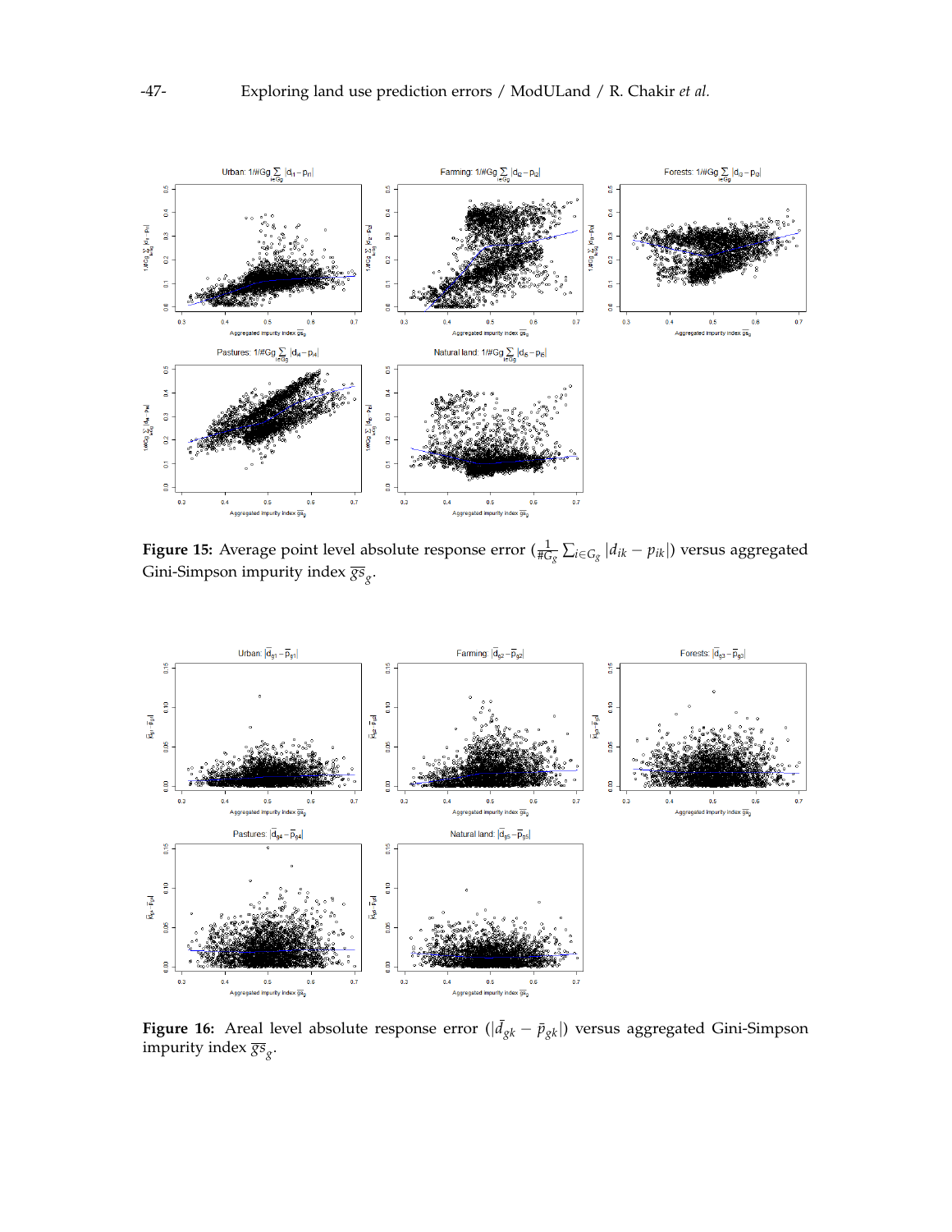**Figure 15:** Average point level absolute response error ($\frac{1}{\#G_g} \sum_{i \in G_g} |d_{ik} - p_{ik}|$) versus aggregated Gini-Simpson impurity index $\overline{gs}_g$.

**Figure 16:** Areal level absolute response error ($|\bar{d}_{gk} - \bar{p}_{gk}|$) versus aggregated Gini-Simpson impurity index $\overline{gs}_g$.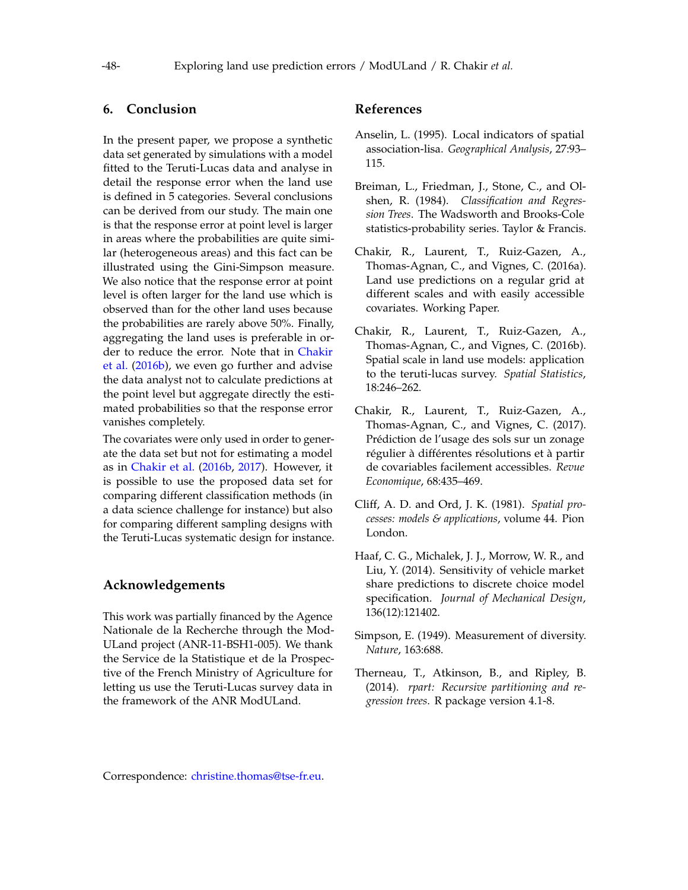## 6. Conclusion

In the present paper, we propose a synthetic data set generated by simulations with a model fitted to the Teruti-Lucas data and analyse in detail the response error when the land use is defined in 5 categories. Several conclusions can be derived from our study. The main one is that the response error at point level is larger in areas where the probabilities are quite similar (heterogeneous areas) and this fact can be illustrated using the Gini-Simpson measure. We also notice that the response error at point level is often larger for the land use which is observed than for the other land uses because the probabilities are rarely above 50%. Finally, aggregating the land uses is preferable in order to reduce the error. Note that in Chakir et al. (2016b), we even go further and advise the data analyst not to calculate predictions at the point level but aggregate directly the estimated probabilities so that the response error vanishes completely.

The covariates were only used in order to generate the data set but not for estimating a model as in Chakir et al. (2016b, 2017). However, it is possible to use the proposed data set for comparing different classification methods (in a data science challenge for instance) but also for comparing different sampling designs with the Teruti-Lucas systematic design for instance.

## Acknowledgements

This work was partially financed by the Agence Nationale de la Recherche through the ModULand project (ANR-11-BSH1-005). We thank the Service de la Statistique et de la Prospective of the French Ministry of Agriculture for letting us use the Teruti-Lucas survey data in the framework of the ANR ModULand.

## References

Anselin, L. (1995). Local indicators of spatial association-lisa. *Geographical Analysis*, 27:93–115.

Breiman, L., Friedman, J., Stone, C., and Olshen, R. (1984). *Classification and Regression Trees*. The Wadsworth and Brooks-Cole statistics-probability series. Taylor & Francis.

Chakir, R., Laurent, T., Ruiz-Gazen, A., Thomas-Agnan, C., and Vignes, C. (2016a). Land use predictions on a regular grid at different scales and with easily accessible covariates. Working Paper.

Chakir, R., Laurent, T., Ruiz-Gazen, A., Thomas-Agnan, C., and Vignes, C. (2016b). Spatial scale in land use models: application to the teruti-lucas survey. *Spatial Statistics*, 18:246–262.

Chakir, R., Laurent, T., Ruiz-Gazen, A., Thomas-Agnan, C., and Vignes, C. (2017). Prédiction de l'usage des sols sur un zonage régulier à différentes résolutions et à partir de covariables facilement accessibles. *Revue Economique*, 68:435–469.

Cliff, A. D. and Ord, J. K. (1981). *Spatial processes: models & applications*, volume 44. Pion London.

Haaf, C. G., Michalek, J. J., Morrow, W. R., and Liu, Y. (2014). Sensitivity of vehicle market share predictions to discrete choice model specification. *Journal of Mechanical Design*, 136(12):121402.

Simpson, E. (1949). Measurement of diversity. *Nature*, 163:688.

Therneau, T., Atkinson, B., and Ripley, B. (2014). *rpart: Recursive partitioning and regression trees*. R package version 4.1-8.

Correspondence: christine.thomas@tse-fr.eu.